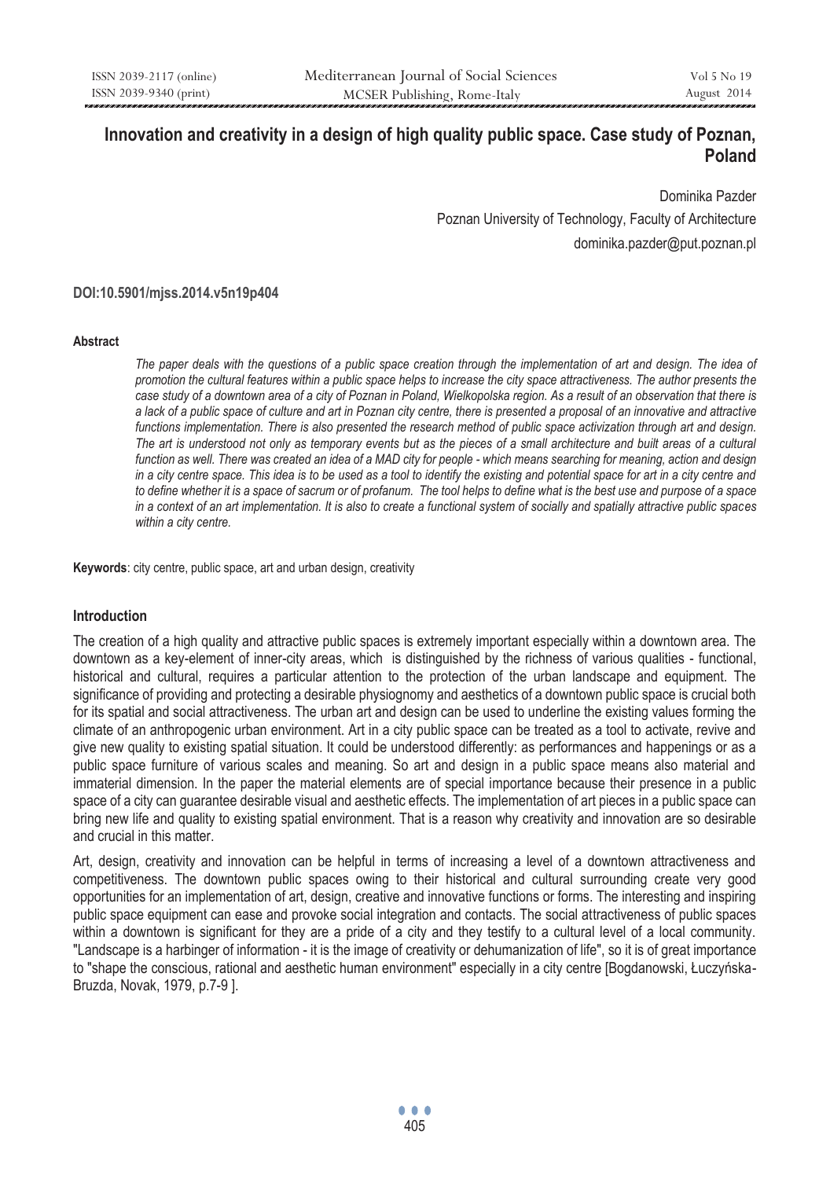# Innovation and creativity in a design of high quality public space. Case study of Poznan, Poland

Dominika Pazder

Poznan University of Technology, Faculty of Architecture

dominika.pazder@put.poznan.pl

**DOI:10.5901/mjss.2014.v5n19p404**

#### Abstract

*The paper deals with the questions of a public space creation through the implementation of art and design. The idea of promotion the cultural features within a public space helps to increase the city space attractiveness. The author presents the case study of a downtown area of a city of Poznan in Poland, Wielkopolska region. As a result of an observation that there is a lack of a public space of culture and art in Poznan city centre, there is presented a proposal of an innovative and attractive functions implementation. There is also presented the research method of public space activization through art and design. The art is understood not only as temporary events but as the pieces of a small architecture and built areas of a cultural function as well. There was created an idea of a MAD city for people - which means searching for meaning, action and design in a city centre space. This idea is to be used as a tool to identify the existing and potential space for art in a city centre and to define whether it is a space of sacrum or of profanum. The tool helps to define what is the best use and purpose of a space in a context of an art implementation. It is also to create a functional system of socially and spatially attractive public spaces within a city centre.*

**Keywords**: city centre, public space, art and urban design, creativity

#### Introduction

The creation of a high quality and attractive public spaces is extremely important especially within a downtown area. The downtown as a key-element of inner-city areas, which is distinguished by the richness of various qualities - functional, historical and cultural, requires a particular attention to the protection of the urban landscape and equipment. The significance of providing and protecting a desirable physiognomy and aesthetics of a downtown public space is crucial both for its spatial and social attractiveness. The urban art and design can be used to underline the existing values forming the climate of an anthropogenic urban environment. Art in a city public space can be treated as a tool to activate, revive and give new quality to existing spatial situation. It could be understood differently: as performances and happenings or as a public space furniture of various scales and meaning. So art and design in a public space means also material and immaterial dimension. In the paper the material elements are of special importance because their presence in a public space of a city can guarantee desirable visual and aesthetic effects. The implementation of art pieces in a public space can bring new life and quality to existing spatial environment. That is a reason why creativity and innovation are so desirable and crucial in this matter.

Art, design, creativity and innovation can be helpful in terms of increasing a level of a downtown attractiveness and competitiveness. The downtown public spaces owing to their historical and cultural surrounding create very good opportunities for an implementation of art, design, creative and innovative functions or forms. The interesting and inspiring public space equipment can ease and provoke social integration and contacts. The social attractiveness of public spaces within a downtown is significant for they are a pride of a city and they testify to a cultural level of a local community. "Landscape is a harbinger of information - it is the image of creativity or dehumanization of life", so it is of great importance to "shape the conscious, rational and aesthetic human environment" especially in a city centre [Bogdanowski, Łuczyńska-Bruzda, Novak, 1979, p.7-9 ].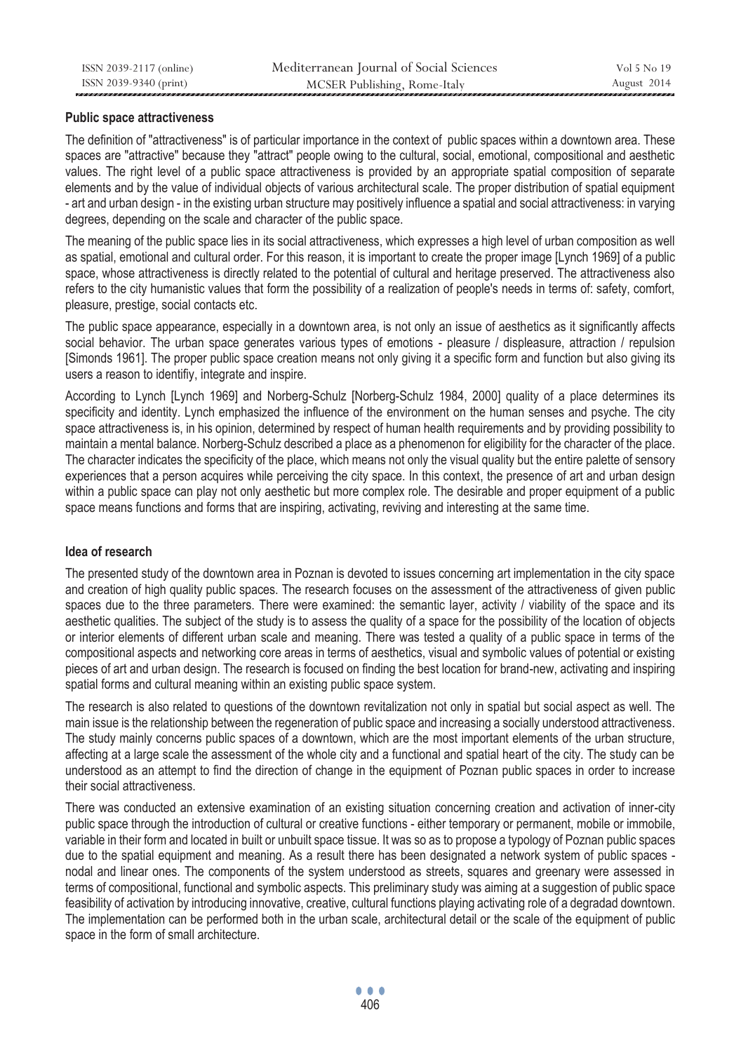**Public space attractiveness**

The definition of "attractiveness" is of particular importance in the context of public spaces within a downtown area. These spaces are "attractive" because they "attract" people owing to the cultural, social, emotional, compositional and aesthetic values. The right level of a public space attractiveness is provided by an appropriate spatial composition of separate elements and by the value of individual objects of various architectural scale. The proper distribution of spatial equipment - art and urban design - in the existing urban structure may positively influence a spatial and social attractiveness: in varying degrees, depending on the scale and character of the public space.

The meaning of the public space lies in its social attractiveness, which expresses a high level of urban composition as well as spatial, emotional and cultural order. For this reason, it is important to create the proper image [Lynch 1969] of a public space, whose attractiveness is directly related to the potential of cultural and heritage preserved. The attractiveness also refers to the city humanistic values that form the possibility of a realization of people's needs in terms of: safety, comfort, pleasure, prestige, social contacts etc.

The public space appearance, especially in a downtown area, is not only an issue of aesthetics as it significantly affects social behavior. The urban space generates various types of emotions - pleasure / displeasure, attraction / repulsion [Simonds 1961]. The proper public space creation means not only giving it a specific form and function but also giving its users a reason to identifiy, integrate and inspire.

According to Lynch [Lynch 1969] and Norberg-Schulz [Norberg-Schulz 1984, 2000] quality of a place determines its specificity and identity. Lynch emphasized the influence of the environment on the human senses and psyche. The city space attractiveness is, in his opinion, determined by respect of human health requirements and by providing possibility to maintain a mental balance. Norberg-Schulz described a place as a phenomenon for eligibility for the character of the place. The character indicates the specificity of the place, which means not only the visual quality but the entire palette of sensory experiences that a person acquires while perceiving the city space. In this context, the presence of art and urban design within a public space can play not only aesthetic but more complex role. The desirable and proper equipment of a public space means functions and forms that are inspiring, activating, reviving and interesting at the same time.

**Idea of research**

The presented study of the downtown area in Poznan is devoted to issues concerning art implementation in the city space and creation of high quality public spaces. The research focuses on the assessment of the attractiveness of given public spaces due to the three parameters. There were examined: the semantic layer, activity / viability of the space and its aesthetic qualities. The subject of the study is to assess the quality of a space for the possibility of the location of objects or interior elements of different urban scale and meaning. There was tested a quality of a public space in terms of the compositional aspects and networking core areas in terms of aesthetics, visual and symbolic values of potential or existing pieces of art and urban design. The research is focused on finding the best location for brand-new, activating and inspiring spatial forms and cultural meaning within an existing public space system.

The research is also related to questions of the downtown revitalization not only in spatial but social aspect as well. The main issue is the relationship between the regeneration of public space and increasing a socially understood attractiveness. The study mainly concerns public spaces of a downtown, which are the most important elements of the urban structure, affecting at a large scale the assessment of the whole city and a functional and spatial heart of the city. The study can be understood as an attempt to find the direction of change in the equipment of Poznan public spaces in order to increase their social attractiveness.

There was conducted an extensive examination of an existing situation concerning creation and activation of inner-city public space through the introduction of cultural or creative functions - either temporary or permanent, mobile or immobile, variable in their form and located in built or unbuilt space tissue. It was so as to propose a typology of Poznan public spaces due to the spatial equipment and meaning. As a result there has been designated a network system of public spaces - nodal and linear ones. The components of the system understood as streets, squares and greenary were assessed in terms of compositional, functional and symbolic aspects. This preliminary study was aiming at a suggestion of public space feasibility of activation by introducing innovative, creative, cultural functions playing activating role of a degradad downtown. The implementation can be performed both in the urban scale, architectural detail or the scale of the equipment of public space in the form of small architecture.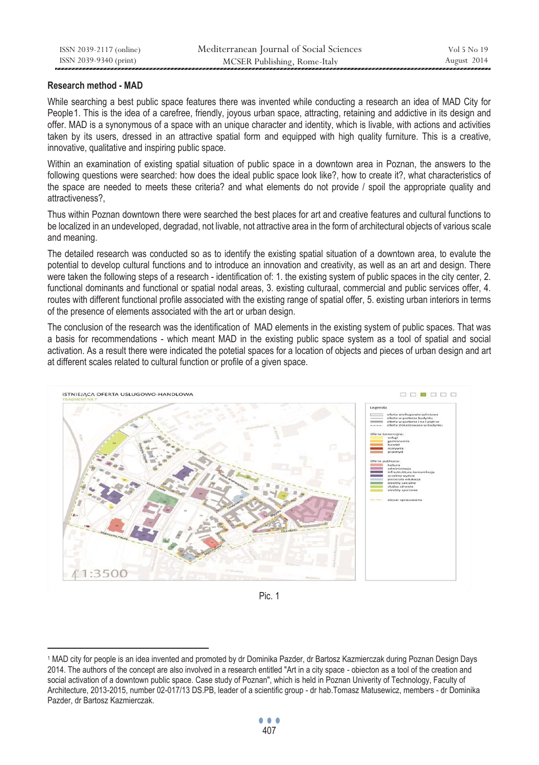## Research method - MAD

While searching a best public space features there was invented while conducting a research an idea of MAD City for People[1]. This is the idea of a carefree, friendly, joyous urban space, attracting, retaining and addictive in its design and offer. MAD is a synonymous of a space with an unique character and identity, which is livable, with actions and activities taken by its users, dressed in an attractive spatial form and equipped with high quality furniture. This is a creative, innovative, qualitative and inspiring public space.

Within an examination of existing spatial situation of public space in a downtown area in Poznan, the answers to the following questions were searched: how does the ideal public space look like?, how to create it?, what characteristics of the space are needed to meets these criteria? and what elements do not provide / spoil the appropriate quality and attractiveness?,

Thus within Poznan downtown there were searched the best places for art and creative features and cultural functions to be localized in an undeveloped, degradad, not livable, not attractive area in the form of architectural objects of various scale and meaning.

The detailed research was conducted so as to identify the existing spatial situation of a downtown area, to evalute the potential to develop cultural functions and to introduce an innovation and creativity, as well as an art and design. There were taken the following steps of a research - identification of: 1. the existing system of public spaces in the city center, 2. functional dominants and functional or spatial nodal areas, 3. existing culturaal, commercial and public services offer, 4. routes with different functional profile associated with the existing range of spatial offer, 5. existing urban interiors in terms of the presence of elements associated with the art or urban design.

The conclusion of the research was the identification of MAD elements in the existing system of public spaces. That was a basis for recommendations - which meant MAD in the existing public space system as a tool of spatial and social activation. As a result there were indicated the potetial spaces for a location of objects and pieces of urban design and art at different scales related to cultural function or profile of a given space.

Pic. 1

[1] MAD city for people is an idea invented and promoted by dr Dominika Pazder, dr Bartosz Kazmierczak during Poznan Design Days 2014. The authors of the concept are also involved in a research entitled "Art in a city space - obiecton as a tool of the creation and social activation of a downtown public space. Case study of Poznan", which is held in Poznan Univerity of Technology, Faculty of Architecture, 2013-2015, number 02-017/13 DS.PB, leader of a scientific group - dr hab.Tomasz Matusewicz, members - dr Dominika Pazder, dr Bartosz Kazmierczak.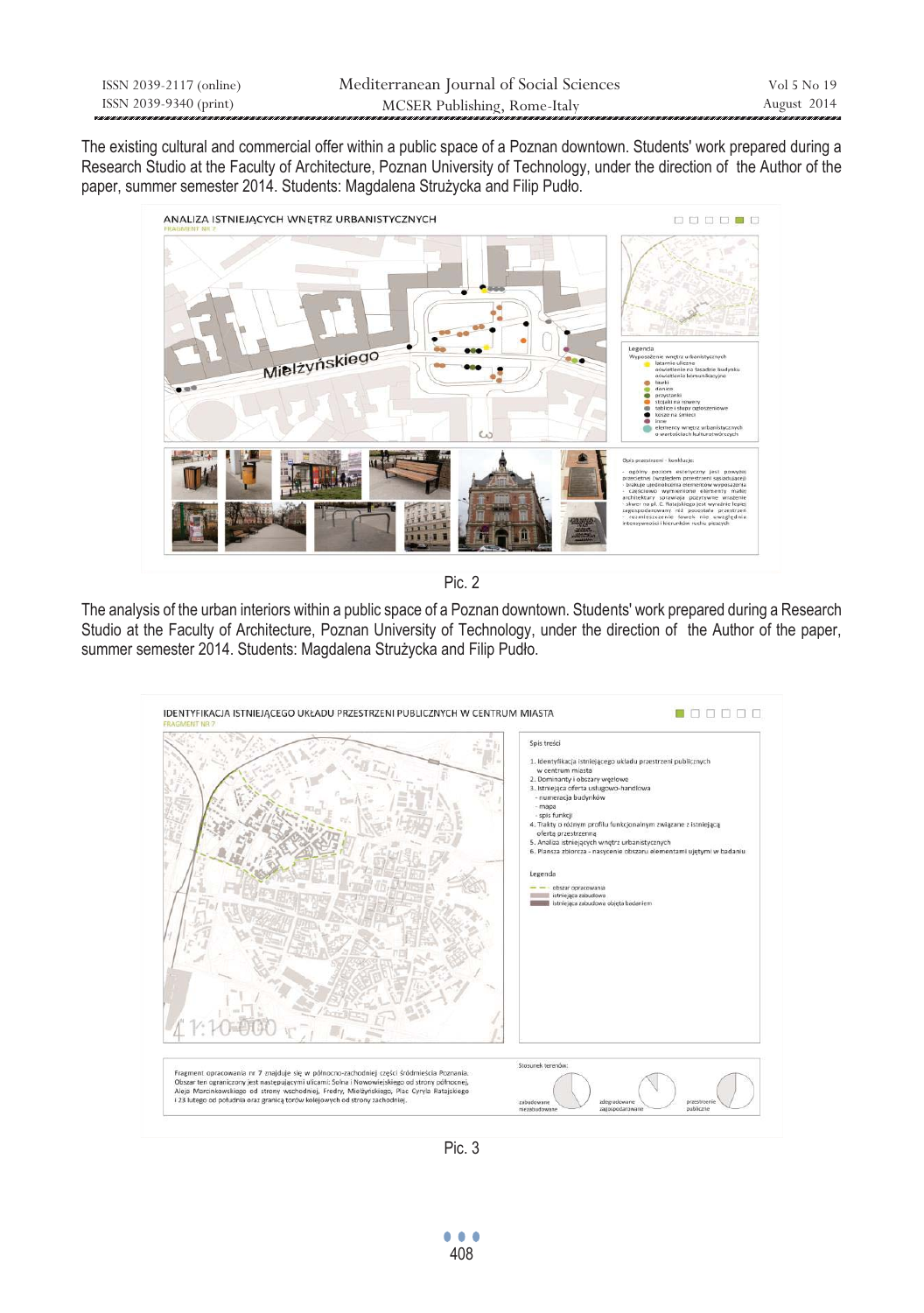The existing cultural and commercial offer within a public space of a Poznan downtown. Students' work prepared during a Research Studio at the Faculty of Architecture, Poznan University of Technology, under the direction of the Author of the paper, summer semester 2014. Students: Magdalena Strużycka and Filip Pudło.

Pic. 2

The analysis of the urban interiors within a public space of a Poznan downtown. Students' work prepared during a Research Studio at the Faculty of Architecture, Poznan University of Technology, under the direction of the Author of the paper, summer semester 2014. Students: Magdalena Strużycka and Filip Pudło.

Pic. 3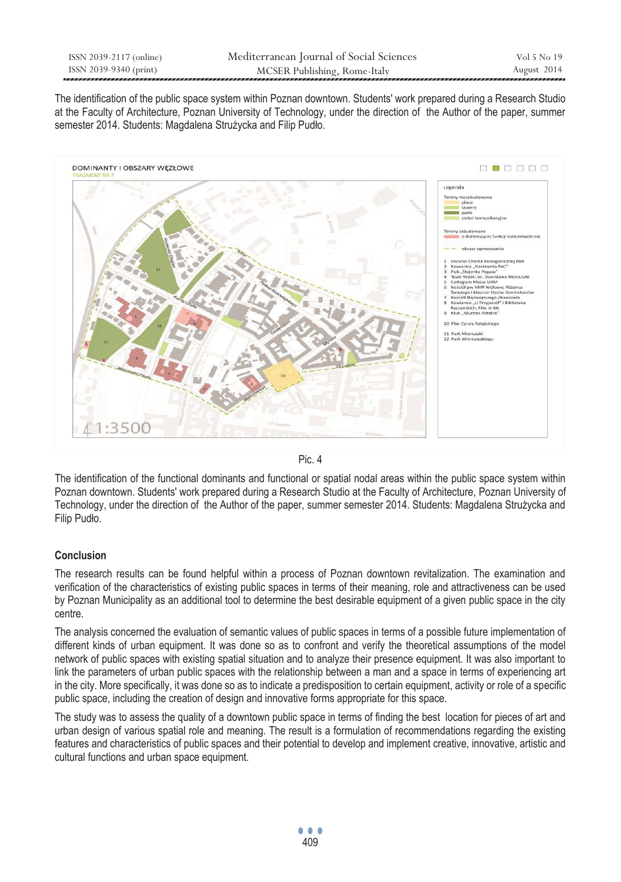The identification of the public space system within Poznan downtown. Students' work prepared during a Research Studio at the Faculty of Architecture, Poznan University of Technology, under the direction of the Author of the paper, summer semester 2014. Students: Magdalena Strużycka and Filip Pudło.

Pic. 4

The identification of the functional dominants and functional or spatial nodal areas within the public space system within Poznan downtown. Students' work prepared during a Research Studio at the Faculty of Architecture, Poznan University of Technology, under the direction of the Author of the paper, summer semester 2014. Students: Magdalena Strużycka and Filip Pudło.

## Conclusion

The research results can be found helpful within a process of Poznan downtown revitalization. The examination and verification of the characteristics of existing public spaces in terms of their meaning, role and attractiveness can be used by Poznan Municipality as an additional tool to determine the best desirable equipment of a given public space in the city centre.

The analysis concerned the evaluation of semantic values of public spaces in terms of a possible future implementation of different kinds of urban equipment. It was done so as to confront and verify the theoretical assumptions of the model network of public spaces with existing spatial situation and to analyze their presence equipment. It was also important to link the parameters of urban public spaces with the relationship between a man and a space in terms of experiencing art in the city. More specifically, it was done so as to indicate a predisposition to certain equipment, activity or role of a specific public space, including the creation of design and innovative forms appropriate for this space.

The study was to assess the quality of a downtown public space in terms of finding the best location for pieces of art and urban design of various spatial role and meaning. The result is a formulation of recommendations regarding the existing features and characteristics of public spaces and their potential to develop and implement creative, innovative, artistic and cultural functions and urban space equipment.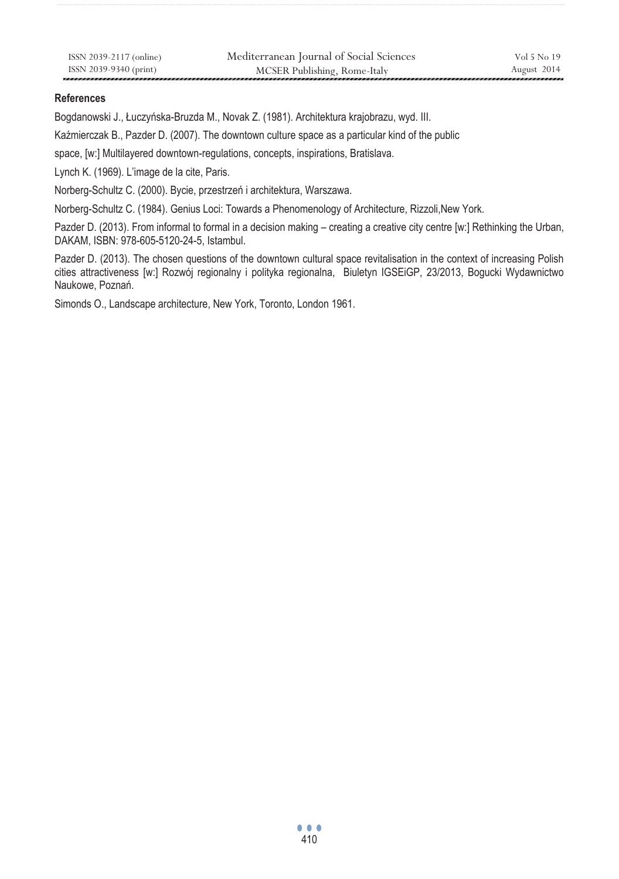### References

Bogdanowski J., Łuczyńska-Bruzda M., Novak Z. (1981). Architektura krajobrazu, wyd. III.

Kaźmierczak B., Pazder D. (2007). The downtown culture space as a particular kind of the public space, [w:] Multilayered downtown-regulations, concepts, inspirations, Bratislava.

Lynch K. (1969). L'image de la cite, Paris.

Norberg-Schultz C. (2000). Bycie, przestrzeń i architektura, Warszawa.

Norberg-Schultz C. (1984). Genius Loci: Towards a Phenomenology of Architecture, Rizzoli,New York.

Pazder D. (2013). From informal to formal in a decision making – creating a creative city centre [w:] Rethinking the Urban, DAKAM, ISBN: 978-605-5120-24-5, Istambul.

Pazder D. (2013). The chosen questions of the downtown cultural space revitalisation in the context of increasing Polish cities attractiveness [w:] Rozwój regionalny i polityka regionalna, Biuletyn IGSEiGP, 23/2013, Bogucki Wydawnictwo Naukowe, Poznań.

Simonds O., Landscape architecture, New York, Toronto, London 1961.